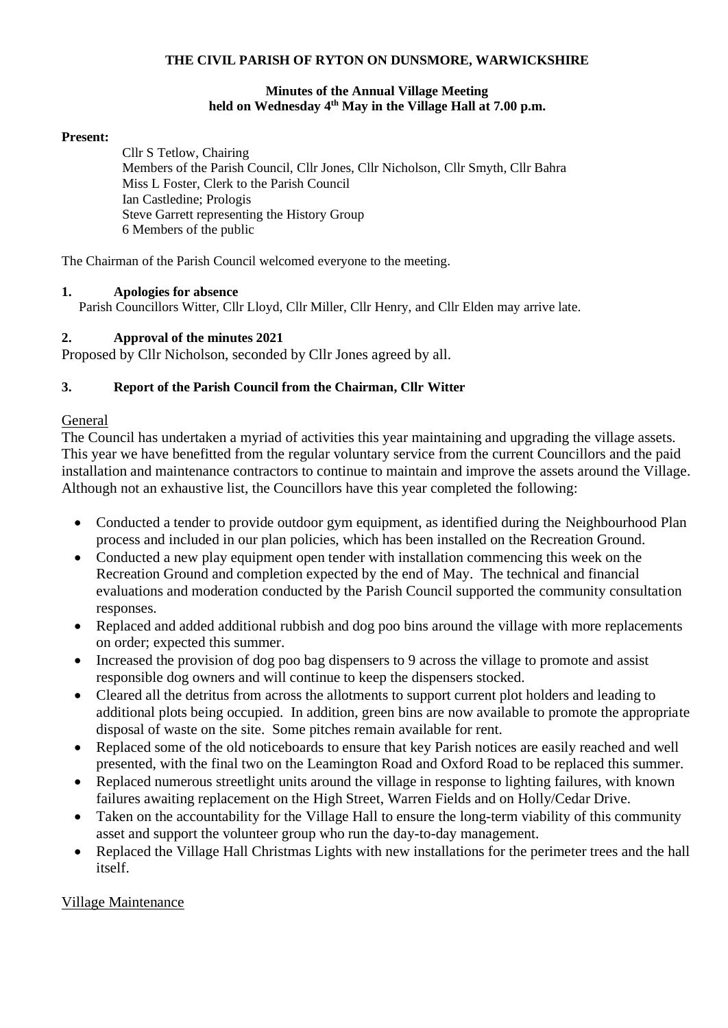**THE CIVIL PARISH OF RYTON ON DUNSMORE, WARWICKSHIRE**

**Minutes of the Annual Village Meeting held on Wednesday 4th May in the Village Hall at 7.00 p.m.**

**Present:**

Cllr S Tetlow, Chairing
Members of the Parish Council, Cllr Jones, Cllr Nicholson, Cllr Smyth, Cllr Bahra
Miss L Foster, Clerk to the Parish Council
Ian Castledine; Prologis
Steve Garrett representing the History Group
6 Members of the public

The Chairman of the Parish Council welcomed everyone to the meeting.

## 1. Apologies for absence

Parish Councillors Witter, Cllr Lloyd, Cllr Miller, Cllr Henry, and Cllr Elden may arrive late.

## 2. Approval of the minutes 2021

Proposed by Cllr Nicholson, seconded by Cllr Jones agreed by all.

## 3. Report of the Parish Council from the Chairman, Cllr Witter

General

The Council has undertaken a myriad of activities this year maintaining and upgrading the village assets. This year we have benefitted from the regular voluntary service from the current Councillors and the paid installation and maintenance contractors to continue to maintain and improve the assets around the Village. Although not an exhaustive list, the Councillors have this year completed the following:

- Conducted a tender to provide outdoor gym equipment, as identified during the Neighbourhood Plan process and included in our plan policies, which has been installed on the Recreation Ground.
- Conducted a new play equipment open tender with installation commencing this week on the Recreation Ground and completion expected by the end of May. The technical and financial evaluations and moderation conducted by the Parish Council supported the community consultation responses.
- Replaced and added additional rubbish and dog poo bins around the village with more replacements on order; expected this summer.
- Increased the provision of dog poo bag dispensers to 9 across the village to promote and assist responsible dog owners and will continue to keep the dispensers stocked.
- Cleared all the detritus from across the allotments to support current plot holders and leading to additional plots being occupied. In addition, green bins are now available to promote the appropriate disposal of waste on the site. Some pitches remain available for rent.
- Replaced some of the old noticeboards to ensure that key Parish notices are easily reached and well presented, with the final two on the Leamington Road and Oxford Road to be replaced this summer.
- Replaced numerous streetlight units around the village in response to lighting failures, with known failures awaiting replacement on the High Street, Warren Fields and on Holly/Cedar Drive.
- Taken on the accountability for the Village Hall to ensure the long-term viability of this community asset and support the volunteer group who run the day-to-day management.
- Replaced the Village Hall Christmas Lights with new installations for the perimeter trees and the hall itself.

Village Maintenance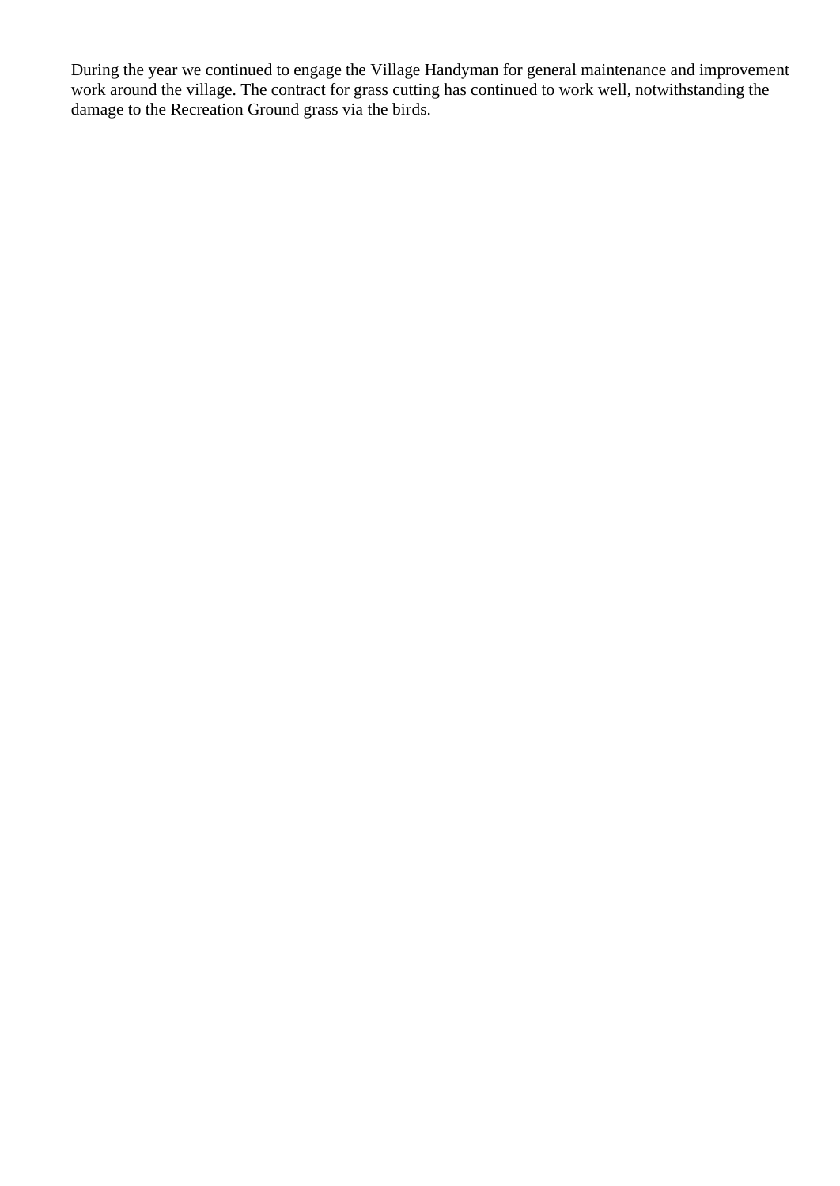During the year we continued to engage the Village Handyman for general maintenance and improvement work around the village. The contract for grass cutting has continued to work well, notwithstanding the damage to the Recreation Ground grass via the birds.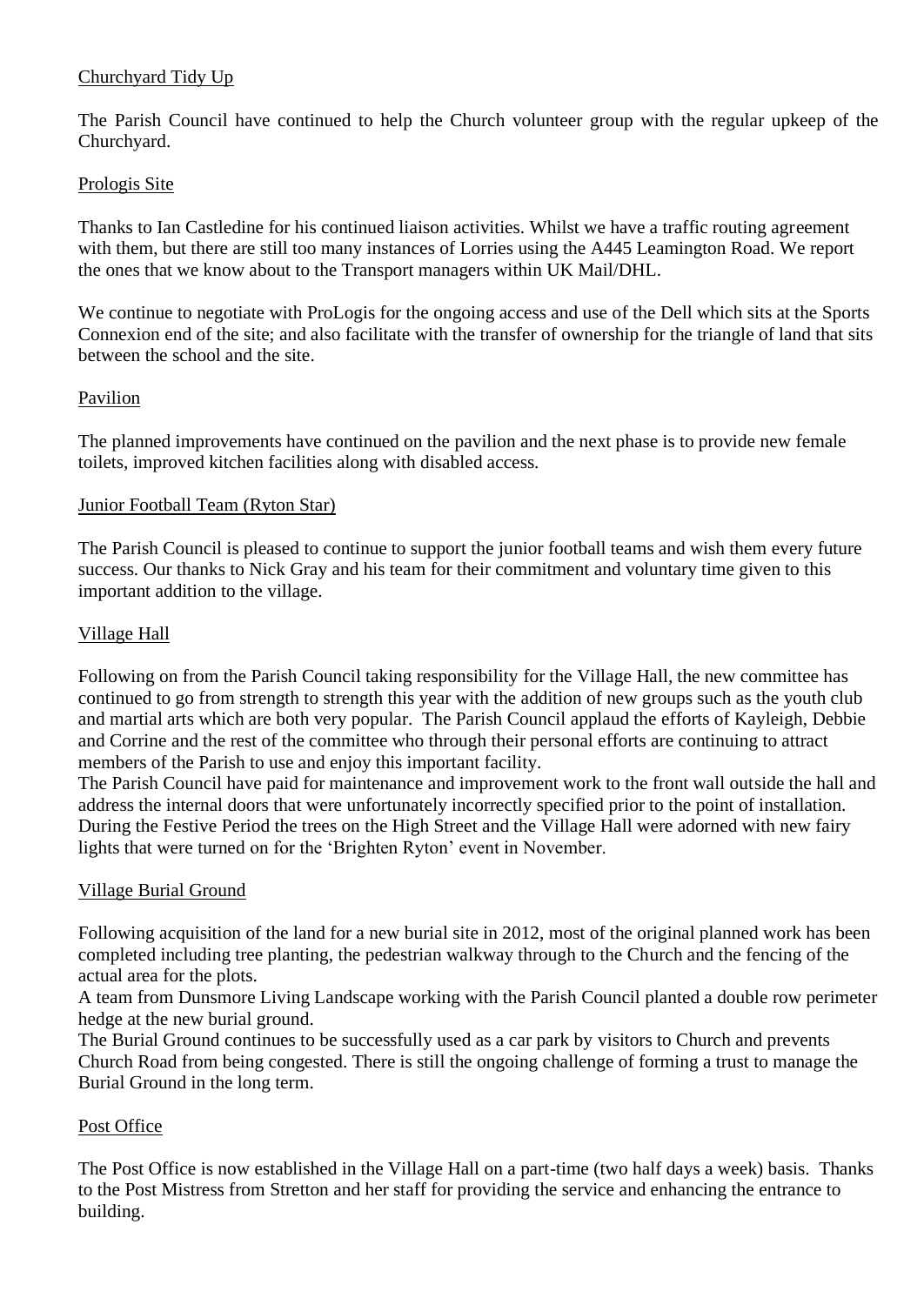## Churchyard Tidy Up

The Parish Council have continued to help the Church volunteer group with the regular upkeep of the Churchyard.

## Prologis Site

Thanks to Ian Castledine for his continued liaison activities. Whilst we have a traffic routing agreement with them, but there are still too many instances of Lorries using the A445 Leamington Road. We report the ones that we know about to the Transport managers within UK Mail/DHL.

We continue to negotiate with ProLogis for the ongoing access and use of the Dell which sits at the Sports Connexion end of the site; and also facilitate with the transfer of ownership for the triangle of land that sits between the school and the site.

## Pavilion

The planned improvements have continued on the pavilion and the next phase is to provide new female toilets, improved kitchen facilities along with disabled access.

## Junior Football Team (Ryton Star)

The Parish Council is pleased to continue to support the junior football teams and wish them every future success. Our thanks to Nick Gray and his team for their commitment and voluntary time given to this important addition to the village.

## Village Hall

Following on from the Parish Council taking responsibility for the Village Hall, the new committee has continued to go from strength to strength this year with the addition of new groups such as the youth club and martial arts which are both very popular. The Parish Council applaud the efforts of Kayleigh, Debbie and Corrine and the rest of the committee who through their personal efforts are continuing to attract members of the Parish to use and enjoy this important facility.
The Parish Council have paid for maintenance and improvement work to the front wall outside the hall and address the internal doors that were unfortunately incorrectly specified prior to the point of installation.
During the Festive Period the trees on the High Street and the Village Hall were adorned with new fairy lights that were turned on for the 'Brighten Ryton' event in November.

## Village Burial Ground

Following acquisition of the land for a new burial site in 2012, most of the original planned work has been completed including tree planting, the pedestrian walkway through to the Church and the fencing of the actual area for the plots.
A team from Dunsmore Living Landscape working with the Parish Council planted a double row perimeter hedge at the new burial ground.
The Burial Ground continues to be successfully used as a car park by visitors to Church and prevents Church Road from being congested. There is still the ongoing challenge of forming a trust to manage the Burial Ground in the long term.

## Post Office

The Post Office is now established in the Village Hall on a part-time (two half days a week) basis. Thanks to the Post Mistress from Stretton and her staff for providing the service and enhancing the entrance to building.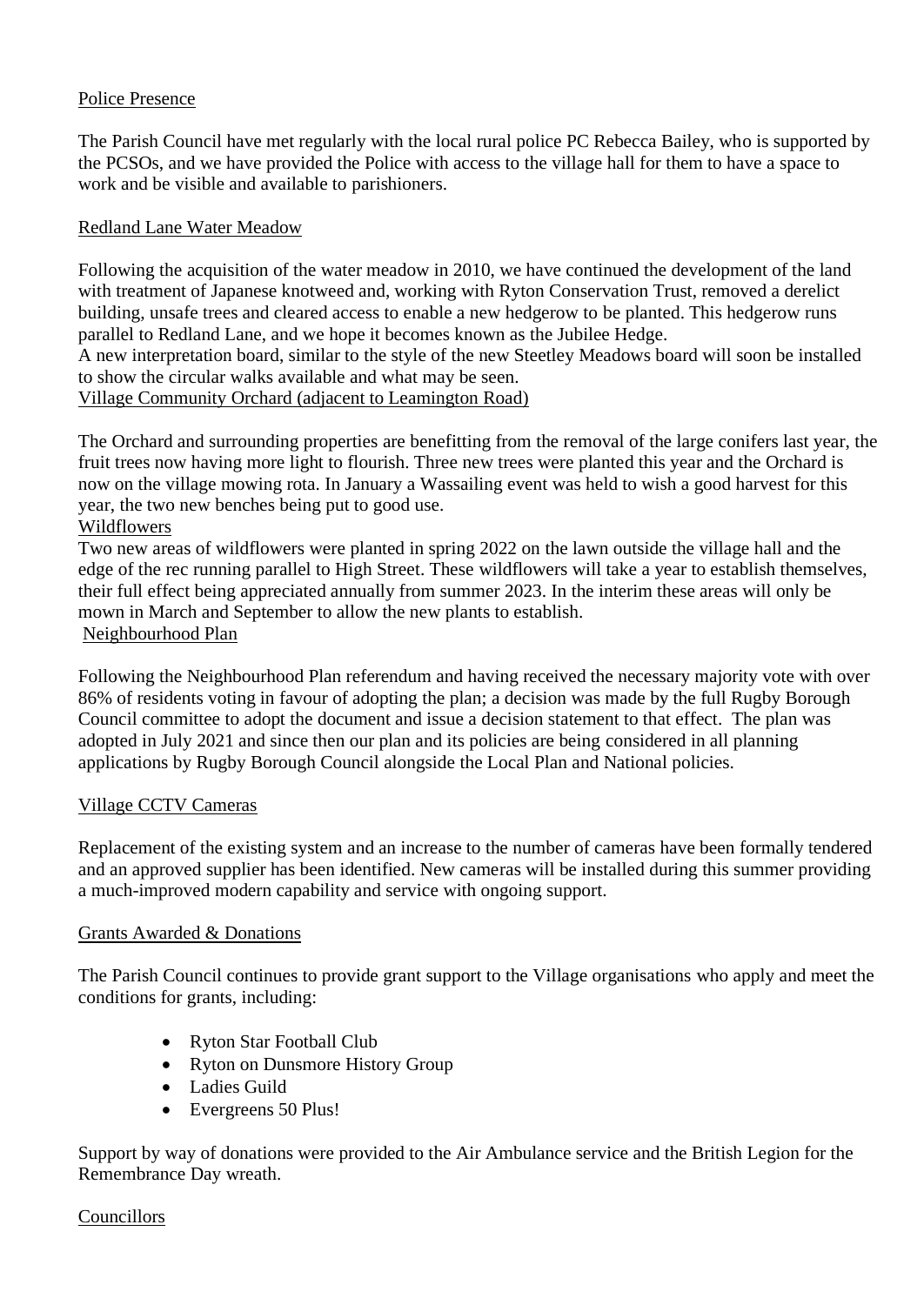## Police Presence

The Parish Council have met regularly with the local rural police PC Rebecca Bailey, who is supported by the PCSOs, and we have provided the Police with access to the village hall for them to have a space to work and be visible and available to parishioners.

## Redland Lane Water Meadow

Following the acquisition of the water meadow in 2010, we have continued the development of the land with treatment of Japanese knotweed and, working with Ryton Conservation Trust, removed a derelict building, unsafe trees and cleared access to enable a new hedgerow to be planted. This hedgerow runs parallel to Redland Lane, and we hope it becomes known as the Jubilee Hedge.

A new interpretation board, similar to the style of the new Steetley Meadows board will soon be installed to show the circular walks available and what may be seen.

## Village Community Orchard (adjacent to Leamington Road)

The Orchard and surrounding properties are benefitting from the removal of the large conifers last year, the fruit trees now having more light to flourish. Three new trees were planted this year and the Orchard is now on the village mowing rota. In January a Wassailing event was held to wish a good harvest for this year, the two new benches being put to good use.

## Wildflowers

Two new areas of wildflowers were planted in spring 2022 on the lawn outside the village hall and the edge of the rec running parallel to High Street. These wildflowers will take a year to establish themselves, their full effect being appreciated annually from summer 2023. In the interim these areas will only be mown in March and September to allow the new plants to establish.

## Neighbourhood Plan

Following the Neighbourhood Plan referendum and having received the necessary majority vote with over 86% of residents voting in favour of adopting the plan; a decision was made by the full Rugby Borough Council committee to adopt the document and issue a decision statement to that effect. The plan was adopted in July 2021 and since then our plan and its policies are being considered in all planning applications by Rugby Borough Council alongside the Local Plan and National policies.

## Village CCTV Cameras

Replacement of the existing system and an increase to the number of cameras have been formally tendered and an approved supplier has been identified. New cameras will be installed during this summer providing a much-improved modern capability and service with ongoing support.

## Grants Awarded & Donations

The Parish Council continues to provide grant support to the Village organisations who apply and meet the conditions for grants, including:

- Ryton Star Football Club
- Ryton on Dunsmore History Group
- Ladies Guild
- Evergreens 50 Plus!

Support by way of donations were provided to the Air Ambulance service and the British Legion for the Remembrance Day wreath.

## Councillors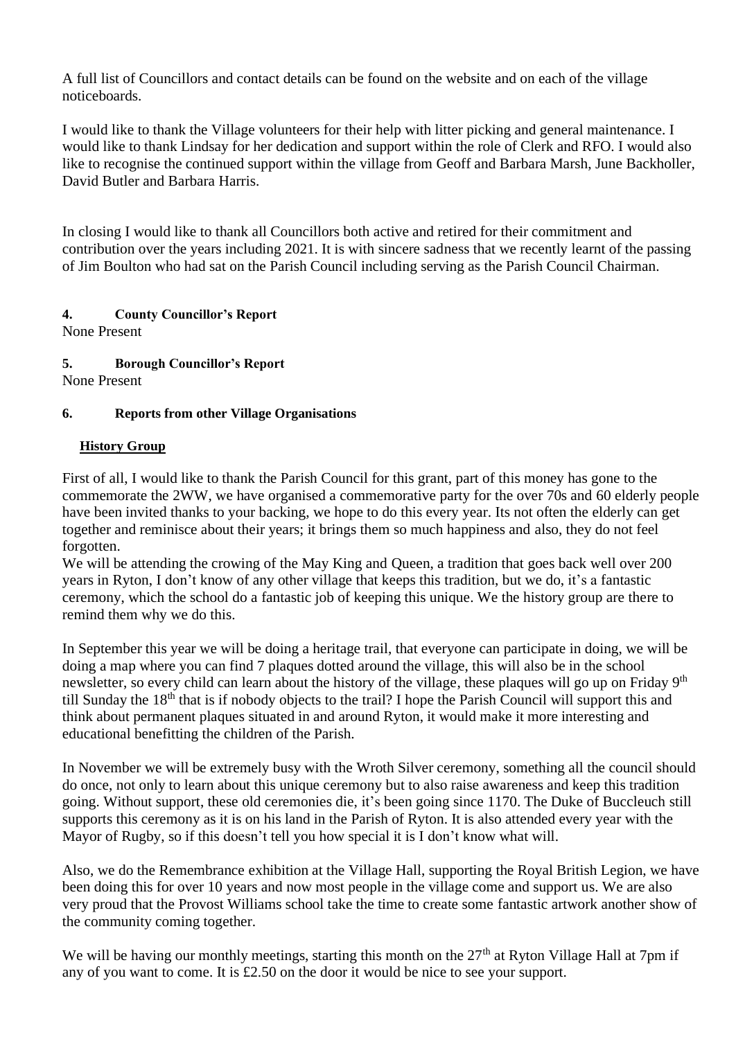A full list of Councillors and contact details can be found on the website and on each of the village noticeboards.

I would like to thank the Village volunteers for their help with litter picking and general maintenance. I would like to thank Lindsay for her dedication and support within the role of Clerk and RFO. I would also like to recognise the continued support within the village from Geoff and Barbara Marsh, June Backholler, David Butler and Barbara Harris.

In closing I would like to thank all Councillors both active and retired for their commitment and contribution over the years including 2021. It is with sincere sadness that we recently learnt of the passing of Jim Boulton who had sat on the Parish Council including serving as the Parish Council Chairman.

**4. County Councillor's Report**

None Present

**5. Borough Councillor's Report**

None Present

**6. Reports from other Village Organisations**

**History Group**

First of all, I would like to thank the Parish Council for this grant, part of this money has gone to the commemorate the 2WW, we have organised a commemorative party for the over 70s and 60 elderly people have been invited thanks to your backing, we hope to do this every year. Its not often the elderly can get together and reminisce about their years; it brings them so much happiness and also, they do not feel forgotten.

We will be attending the crowing of the May King and Queen, a tradition that goes back well over 200 years in Ryton, I don't know of any other village that keeps this tradition, but we do, it's a fantastic ceremony, which the school do a fantastic job of keeping this unique. We the history group are there to remind them why we do this.

In September this year we will be doing a heritage trail, that everyone can participate in doing, we will be doing a map where you can find 7 plaques dotted around the village, this will also be in the school newsletter, so every child can learn about the history of the village, these plaques will go up on Friday 9th till Sunday the 18th that is if nobody objects to the trail? I hope the Parish Council will support this and think about permanent plaques situated in and around Ryton, it would make it more interesting and educational benefitting the children of the Parish.

In November we will be extremely busy with the Wroth Silver ceremony, something all the council should do once, not only to learn about this unique ceremony but to also raise awareness and keep this tradition going. Without support, these old ceremonies die, it's been going since 1170. The Duke of Buccleuch still supports this ceremony as it is on his land in the Parish of Ryton. It is also attended every year with the Mayor of Rugby, so if this doesn't tell you how special it is I don't know what will.

Also, we do the Remembrance exhibition at the Village Hall, supporting the Royal British Legion, we have been doing this for over 10 years and now most people in the village come and support us. We are also very proud that the Provost Williams school take the time to create some fantastic artwork another show of the community coming together.

We will be having our monthly meetings, starting this month on the 27th at Ryton Village Hall at 7pm if any of you want to come. It is £2.50 on the door it would be nice to see your support.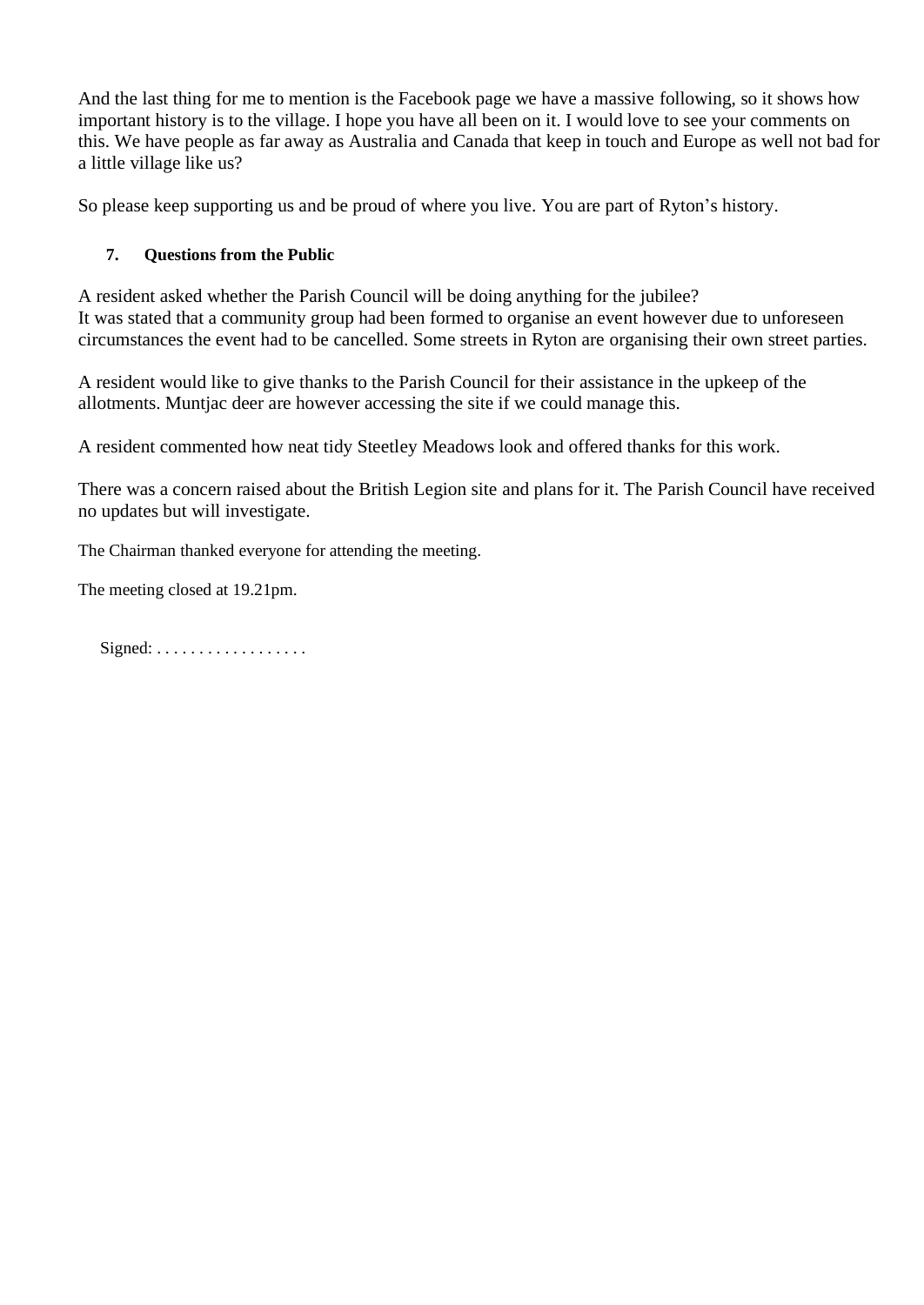And the last thing for me to mention is the Facebook page we have a massive following, so it shows how important history is to the village. I hope you have all been on it. I would love to see your comments on this. We have people as far away as Australia and Canada that keep in touch and Europe as well not bad for a little village like us?

So please keep supporting us and be proud of where you live. You are part of Ryton's history.

**7. Questions from the Public**

A resident asked whether the Parish Council will be doing anything for the jubilee?
It was stated that a community group had been formed to organise an event however due to unforeseen circumstances the event had to be cancelled. Some streets in Ryton are organising their own street parties.

A resident would like to give thanks to the Parish Council for their assistance in the upkeep of the allotments. Muntjac deer are however accessing the site if we could manage this.

A resident commented how neat tidy Steetley Meadows look and offered thanks for this work.

There was a concern raised about the British Legion site and plans for it. The Parish Council have received no updates but will investigate.

The Chairman thanked everyone for attending the meeting.

The meeting closed at 19.21pm.

Signed: . . . . . . . . . . . . . . . . . .